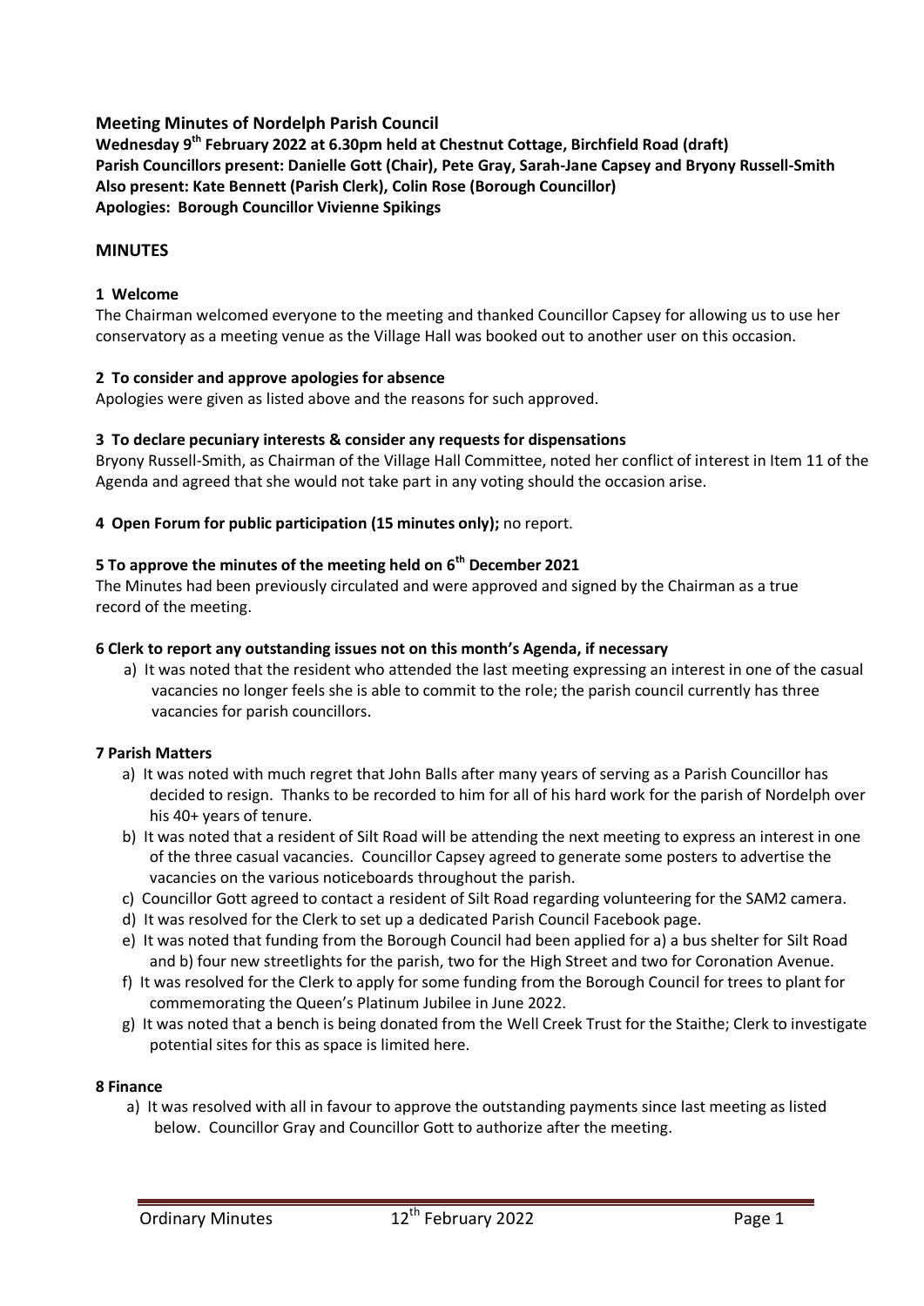## Meeting Minutes of Nordelph Parish Council

**Wednesday 9th February 2022 at 6.30pm held at Chestnut Cottage, Birchfield Road (draft)**
**Parish Councillors present: Danielle Gott (Chair), Pete Gray, Sarah-Jane Capsey and Bryony Russell-Smith**
**Also present: Kate Bennett (Parish Clerk), Colin Rose (Borough Councillor)**
**Apologies: Borough Councillor Vivienne Spikings**

## MINUTES

### 1 Welcome

The Chairman welcomed everyone to the meeting and thanked Councillor Capsey for allowing us to use her conservatory as a meeting venue as the Village Hall was booked out to another user on this occasion.

### 2 To consider and approve apologies for absence

Apologies were given as listed above and the reasons for such approved.

### 3 To declare pecuniary interests & consider any requests for dispensations

Bryony Russell-Smith, as Chairman of the Village Hall Committee, noted her conflict of interest in Item 11 of the Agenda and agreed that she would not take part in any voting should the occasion arise.

### 4 Open Forum for public participation (15 minutes only); no report.

### 5 To approve the minutes of the meeting held on 6th December 2021

The Minutes had been previously circulated and were approved and signed by the Chairman as a true record of the meeting.

### 6 Clerk to report any outstanding issues not on this month's Agenda, if necessary

a) It was noted that the resident who attended the last meeting expressing an interest in one of the casual vacancies no longer feels she is able to commit to the role; the parish council currently has three vacancies for parish councillors.

### 7 Parish Matters

a) It was noted with much regret that John Balls after many years of serving as a Parish Councillor has decided to resign. Thanks to be recorded to him for all of his hard work for the parish of Nordelph over his 40+ years of tenure.

b) It was noted that a resident of Silt Road will be attending the next meeting to express an interest in one of the three casual vacancies. Councillor Capsey agreed to generate some posters to advertise the vacancies on the various noticeboards throughout the parish.

c) Councillor Gott agreed to contact a resident of Silt Road regarding volunteering for the SAM2 camera.

d) It was resolved for the Clerk to set up a dedicated Parish Council Facebook page.

e) It was noted that funding from the Borough Council had been applied for a) a bus shelter for Silt Road and b) four new streetlights for the parish, two for the High Street and two for Coronation Avenue.

f) It was resolved for the Clerk to apply for some funding from the Borough Council for trees to plant for commemorating the Queen's Platinum Jubilee in June 2022.

g) It was noted that a bench is being donated from the Well Creek Trust for the Staithe; Clerk to investigate potential sites for this as space is limited here.

### 8 Finance

a) It was resolved with all in favour to approve the outstanding payments since last meeting as listed below. Councillor Gray and Councillor Gott to authorize after the meeting.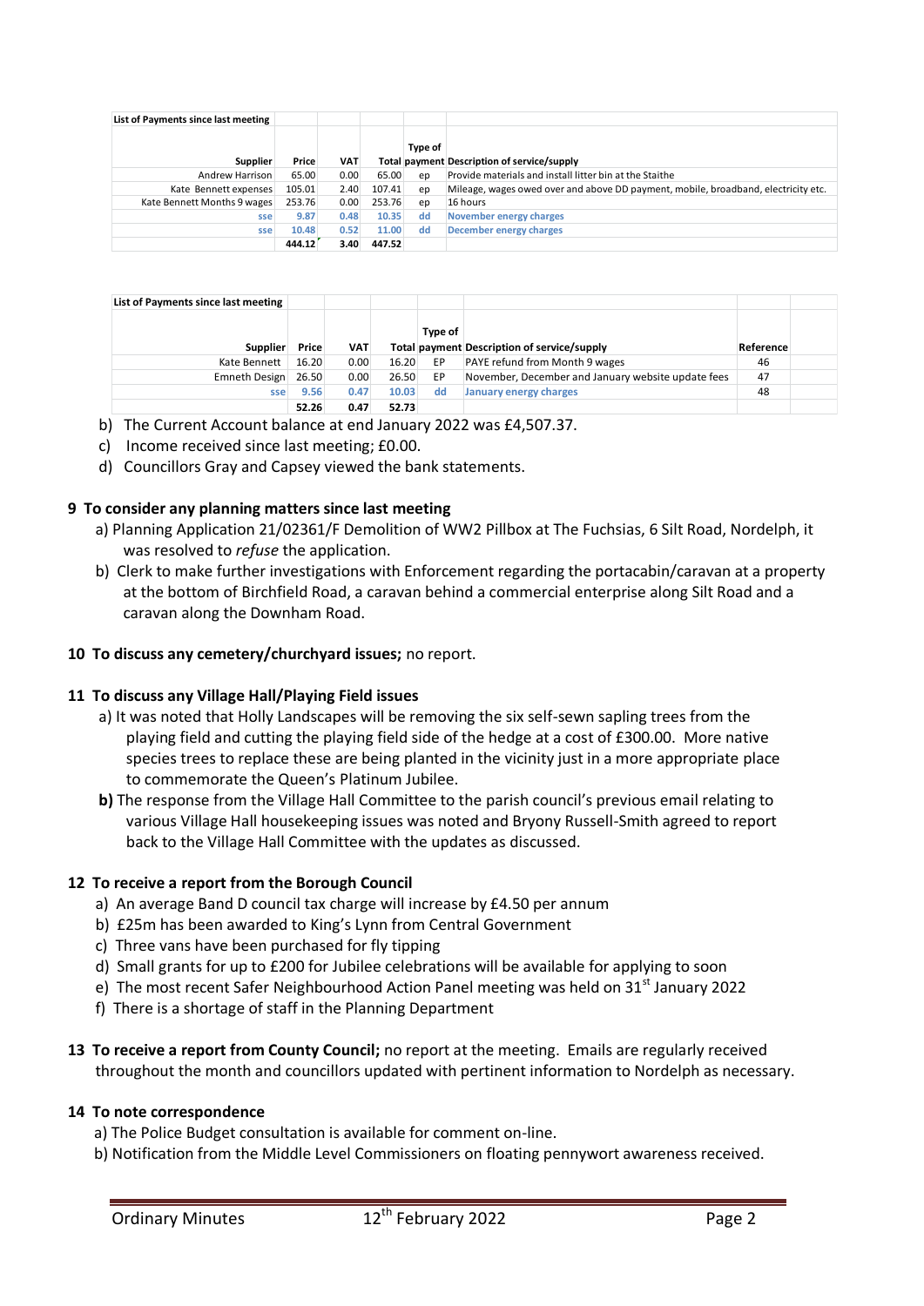| List of Payments since last meeting | | | | | |
|---|---|---|---|---|---|
| Supplier | Price | VAT | Total | Type of payment | Description of service/supply |
| Andrew Harrison | 65.00 | 0.00 | 65.00 | ep | Provide materials and install litter bin at the Staithe |
| Kate Bennett expenses | 105.01 | 2.40 | 107.41 | ep | Mileage, wages owed over and above DD payment, mobile, broadband, electricity etc. |
| Kate Bennett Months 9 wages | 253.76 | 0.00 | 253.76 | ep | 16 hours |
| sse | 9.87 | 0.48 | 10.35 | dd | November energy charges |
| sse | 10.48 | 0.52 | 11.00 | dd | December energy charges |
| | 444.12 | 3.40 | 447.52 | | |

| List of Payments since last meeting | | | | | | |
|---|---|---|---|---|---|---|
| Supplier | Price | VAT | Total | Type of payment | Description of service/supply | Reference |
| Kate Bennett | 16.20 | 0.00 | 16.20 | EP | PAYE refund from Month 9 wages | 46 |
| Emneth Design | 26.50 | 0.00 | 26.50 | EP | November, December and January website update fees | 47 |
| sse | 9.56 | 0.47 | 10.03 | dd | January energy charges | 48 |
| | 52.26 | 0.47 | 52.73 | | | |

b) The Current Account balance at end January 2022 was £4,507.37.

c) Income received since last meeting; £0.00.

d) Councillors Gray and Capsey viewed the bank statements.

**9 To consider any planning matters since last meeting**

a) Planning Application 21/02361/F Demolition of WW2 Pillbox at The Fuchsias, 6 Silt Road, Nordelph, it was resolved to *refuse* the application.

b) Clerk to make further investigations with Enforcement regarding the portacabin/caravan at a property at the bottom of Birchfield Road, a caravan behind a commercial enterprise along Silt Road and a caravan along the Downham Road.

**10 To discuss any cemetery/churchyard issues;** no report.

**11 To discuss any Village Hall/Playing Field issues**

a) It was noted that Holly Landscapes will be removing the six self-sewn sapling trees from the playing field and cutting the playing field side of the hedge at a cost of £300.00. More native species trees to replace these are being planted in the vicinity just in a more appropriate place to commemorate the Queen's Platinum Jubilee.

**b)** The response from the Village Hall Committee to the parish council's previous email relating to various Village Hall housekeeping issues was noted and Bryony Russell-Smith agreed to report back to the Village Hall Committee with the updates as discussed.

**12 To receive a report from the Borough Council**

a) An average Band D council tax charge will increase by £4.50 per annum

b) £25m has been awarded to King's Lynn from Central Government

c) Three vans have been purchased for fly tipping

d) Small grants for up to £200 for Jubilee celebrations will be available for applying to soon

e) The most recent Safer Neighbourhood Action Panel meeting was held on 31st January 2022

f) There is a shortage of staff in the Planning Department

**13 To receive a report from County Council;** no report at the meeting. Emails are regularly received throughout the month and councillors updated with pertinent information to Nordelph as necessary.

**14 To note correspondence**

a) The Police Budget consultation is available for comment on-line.

b) Notification from the Middle Level Commissioners on floating pennywort awareness received.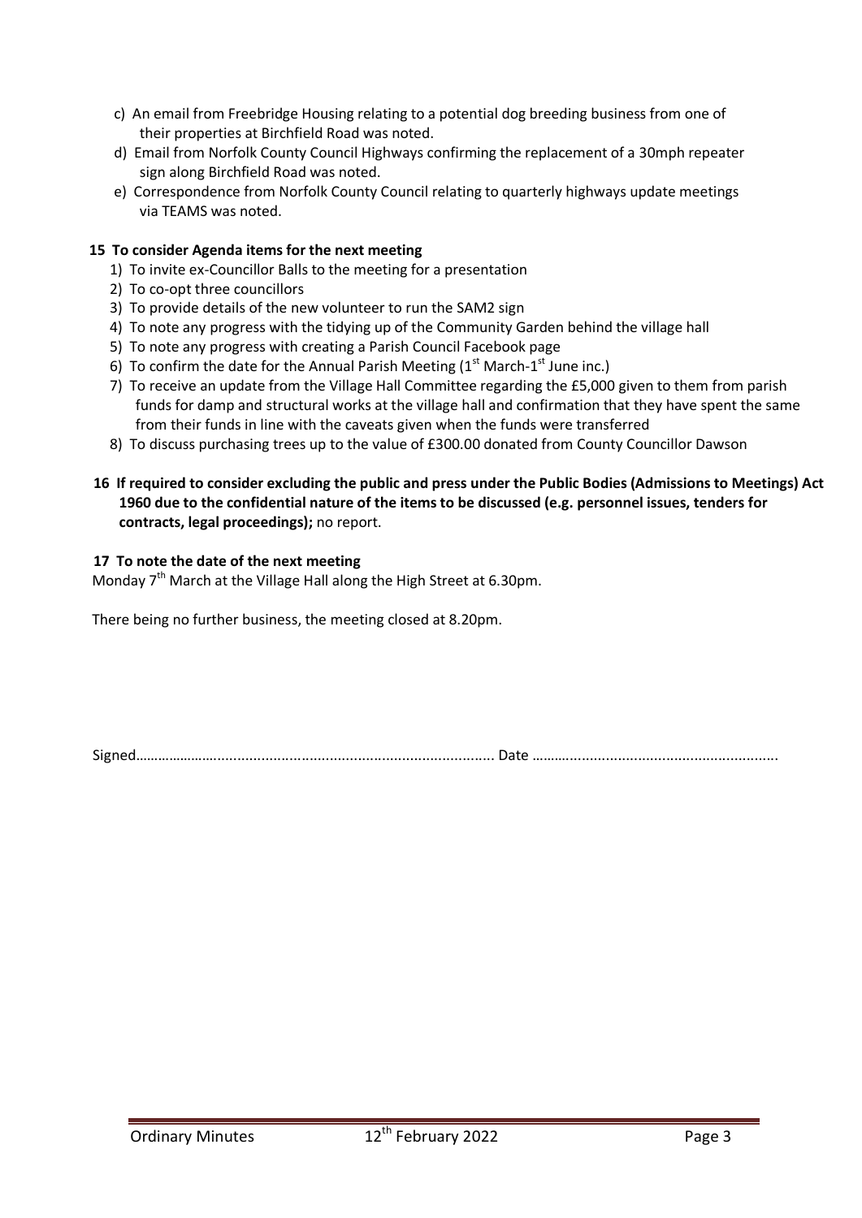c) An email from Freebridge Housing relating to a potential dog breeding business from one of their properties at Birchfield Road was noted.

d) Email from Norfolk County Council Highways confirming the replacement of a 30mph repeater sign along Birchfield Road was noted.

e) Correspondence from Norfolk County Council relating to quarterly highways update meetings via TEAMS was noted.

**15 To consider Agenda items for the next meeting**

1) To invite ex-Councillor Balls to the meeting for a presentation
2) To co-opt three councillors
3) To provide details of the new volunteer to run the SAM2 sign
4) To note any progress with the tidying up of the Community Garden behind the village hall
5) To note any progress with creating a Parish Council Facebook page
6) To confirm the date for the Annual Parish Meeting (1st March-1st June inc.)
7) To receive an update from the Village Hall Committee regarding the £5,000 given to them from parish funds for damp and structural works at the village hall and confirmation that they have spent the same from their funds in line with the caveats given when the funds were transferred
8) To discuss purchasing trees up to the value of £300.00 donated from County Councillor Dawson

**16 If required to consider excluding the public and press under the Public Bodies (Admissions to Meetings) Act 1960 due to the confidential nature of the items to be discussed (e.g. personnel issues, tenders for contracts, legal proceedings);** no report.

**17 To note the date of the next meeting**

Monday 7th March at the Village Hall along the High Street at 6.30pm.

There being no further business, the meeting closed at 8.20pm.

Signed……………………………………………………………………………… Date …………………………………………………….